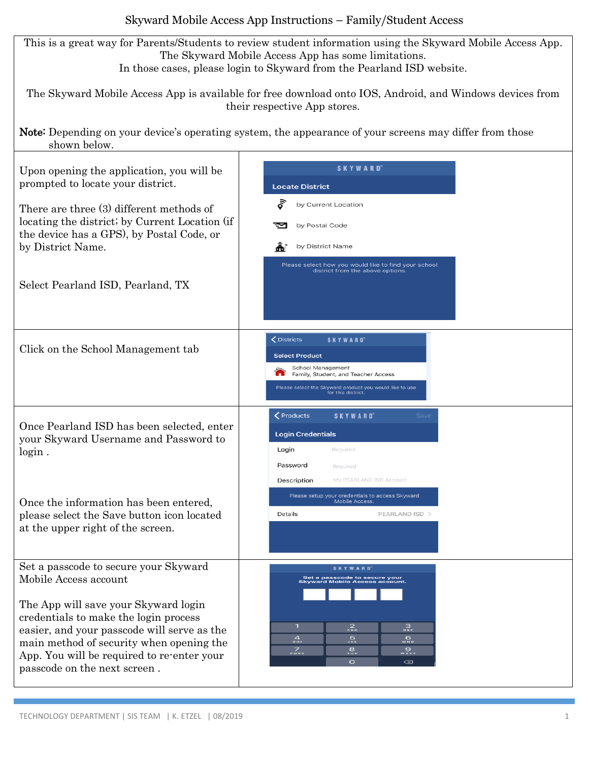# Skyward Mobile Access App Instructions – Family/Student Access

This is a great way for Parents/Students to review student information using the Skyward Mobile Access App. The Skyward Mobile Access App has some limitations. In those cases, please login to Skyward from the Pearland ISD website.

The Skyward Mobile Access App is available for free download onto IOS, Android, and Windows devices from their respective App stores.

**Note:** Depending on your device's operating system, the appearance of your screens may differ from those shown below.

Upon opening the application, you will be prompted to locate your district.

There are three (3) different methods of locating the district; by Current Location (if the device has a GPS), by Postal Code, or by District Name.

Select Pearland ISD, Pearland, TX

Click on the School Management tab

Once Pearland ISD has been selected, enter your Skyward Username and Password to login .

Once the information has been entered, please select the Save button icon located at the upper right of the screen.

Set a passcode to secure your Skyward Mobile Access account

The App will save your Skyward login credentials to make the login process easier, and your passcode will serve as the main method of security when opening the App. You will be required to re-enter your passcode on the next screen .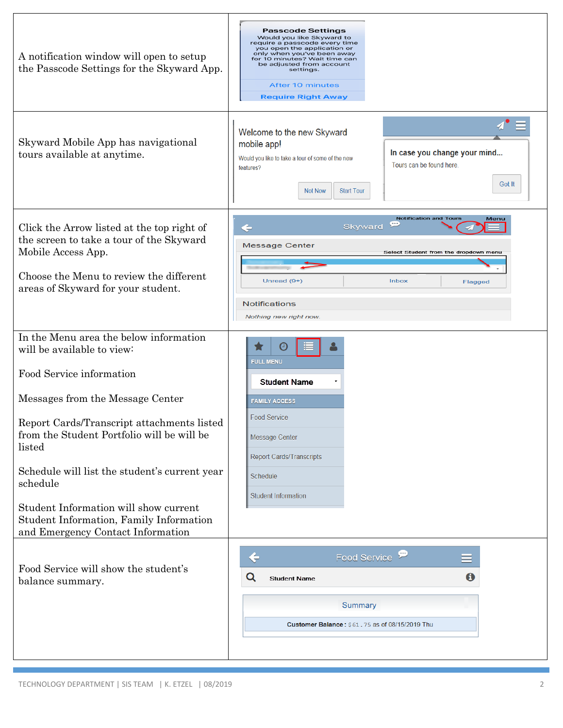| | |
|---|---|
| A notification window will open to setup the Passcode Settings for the Skyward App. | **Passcode Settings** Would you like Skyward to require a passcode every time you open the application or only when you've been away for 10 minutes? Wait time can be adjusted from account settings. After 10 minutes / Require Right Away |
| Skyward Mobile App has navigational tours available at anytime. | Welcome to the new Skyward mobile app! Would you like to take a tour of some of the new features? Not Now / Start Tour — In case you change your mind... Tours can be found here. Got It |
| Click the Arrow listed at the top right of the screen to take a tour of the Skyward Mobile Access App.<br><br>Choose the Menu to review the different areas of Skyward for your student. | Skyward — Notification and Tours — Menu — Message Center — Select Student from the dropdown menu — Unread (9+) / Inbox / Flagged — Notifications — Nothing new right now. |
| In the Menu area the below information will be available to view:<br><br>Food Service information<br><br>Messages from the Message Center<br><br>Report Cards/Transcript attachments listed from the Student Portfolio will be will be listed<br><br>Schedule will list the student's current year schedule<br><br>Student Information will show current Student Information, Family Information and Emergency Contact Information | FULL MENU — Student Name — FAMILY ACCESS — Food Service / Message Center / Report Cards/Transcripts / Schedule / Student Information |
| Food Service will show the student's balance summary. | Food Service — Student Name — Summary — Customer Balance : $61.75 as of 08/15/2019 Thu |

TECHNOLOGY DEPARTMENT | SIS TEAM | K. ETZEL | 08/2019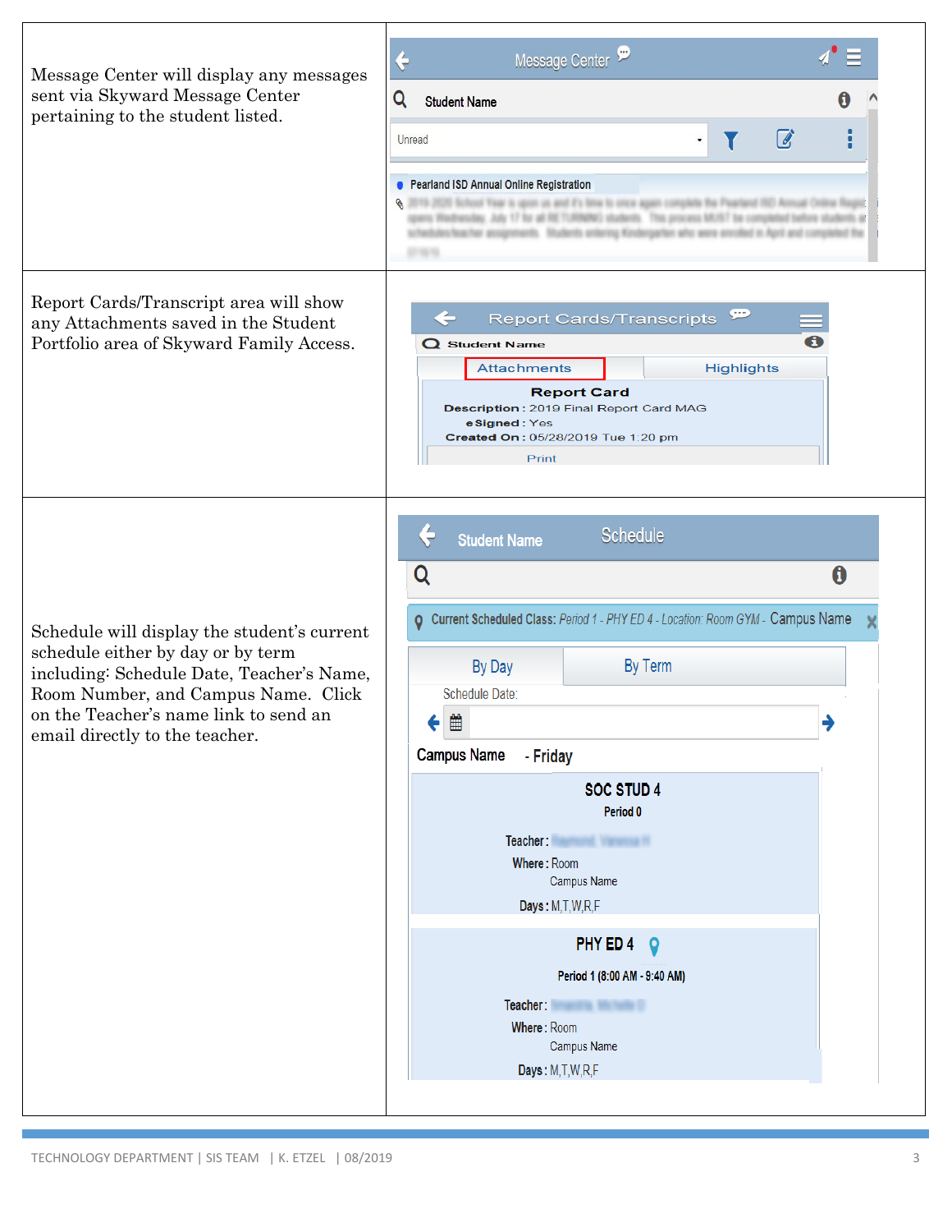| | |
|---|---|
| Message Center will display any messages sent via Skyward Message Center pertaining to the student listed. | Message Center<br>Student Name<br>Unread<br>Pearland ISD Annual Online Registration |
| Report Cards/Transcript area will show any Attachments saved in the Student Portfolio area of Skyward Family Access. | Report Cards/Transcripts<br>Student Name<br>Attachments \| Highlights<br>Report Card<br>Description : 2019 Final Report Card MAG<br>eSigned : Yes<br>Created On : 05/28/2019 Tue 1:20 pm<br>Print |
| Schedule will display the student's current schedule either by day or by term including: Schedule Date, Teacher's Name, Room Number, and Campus Name. Click on the Teacher's name link to send an email directly to the teacher. | Student Name Schedule<br>Current Scheduled Class: Period 1 - PHY ED 4 - Location: Room GYM - Campus Name<br>By Day \| By Term<br>Schedule Date:<br>Campus Name - Friday<br>SOC STUD 4<br>Period 0<br>Teacher:<br>Where: Room<br>Campus Name<br>Days: M,T,W,R,F<br>PHY ED 4<br>Period 1 (8:00 AM - 9:40 AM)<br>Teacher:<br>Where: Room<br>Campus Name<br>Days: M,T,W,R,F |

TECHNOLOGY DEPARTMENT | SIS TEAM | K. ETZEL | 08/2019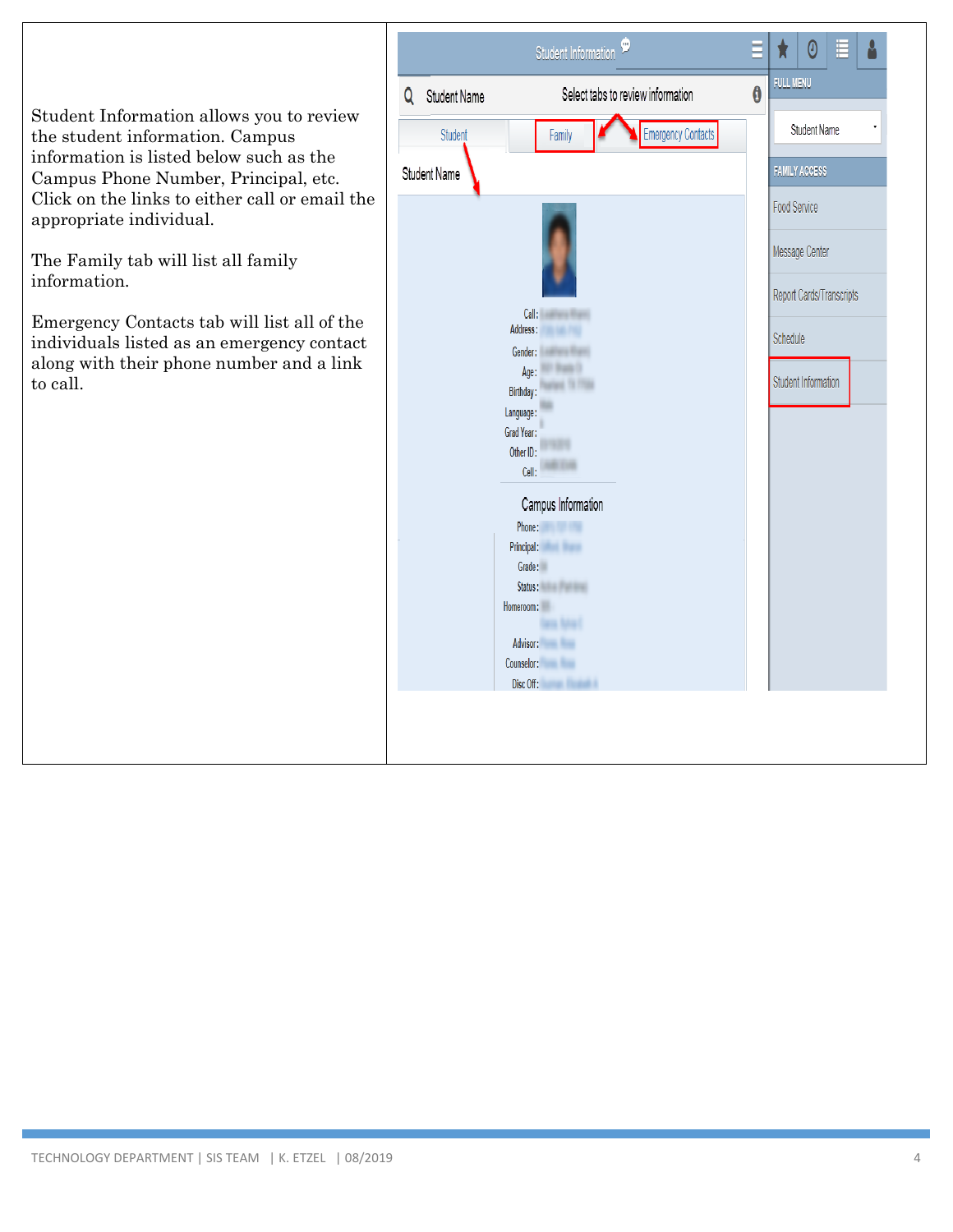Student Information allows you to review the student information. Campus information is listed below such as the Campus Phone Number, Principal, etc. Click on the links to either call or email the appropriate individual.

The Family tab will list all family information.

Emergency Contacts tab will list all of the individuals listed as an emergency contact along with their phone number and a link to call.

Student Information

Student Name

Select tabs to review information

Student | Family | Emergency Contacts

Student Name

Call:
Address:
Gender:
Age:
Birthday:
Language:
Grad Year:
Other ID:
Cell:

Campus Information

Phone:
Principal:
Grade:
Status:
Homeroom:
Advisor:
Counselor:
Disc Off:

FULL MENU

Student Name

FAMILY ACCESS

Food Service

Message Center

Report Cards/Transcripts

Schedule

Student Information